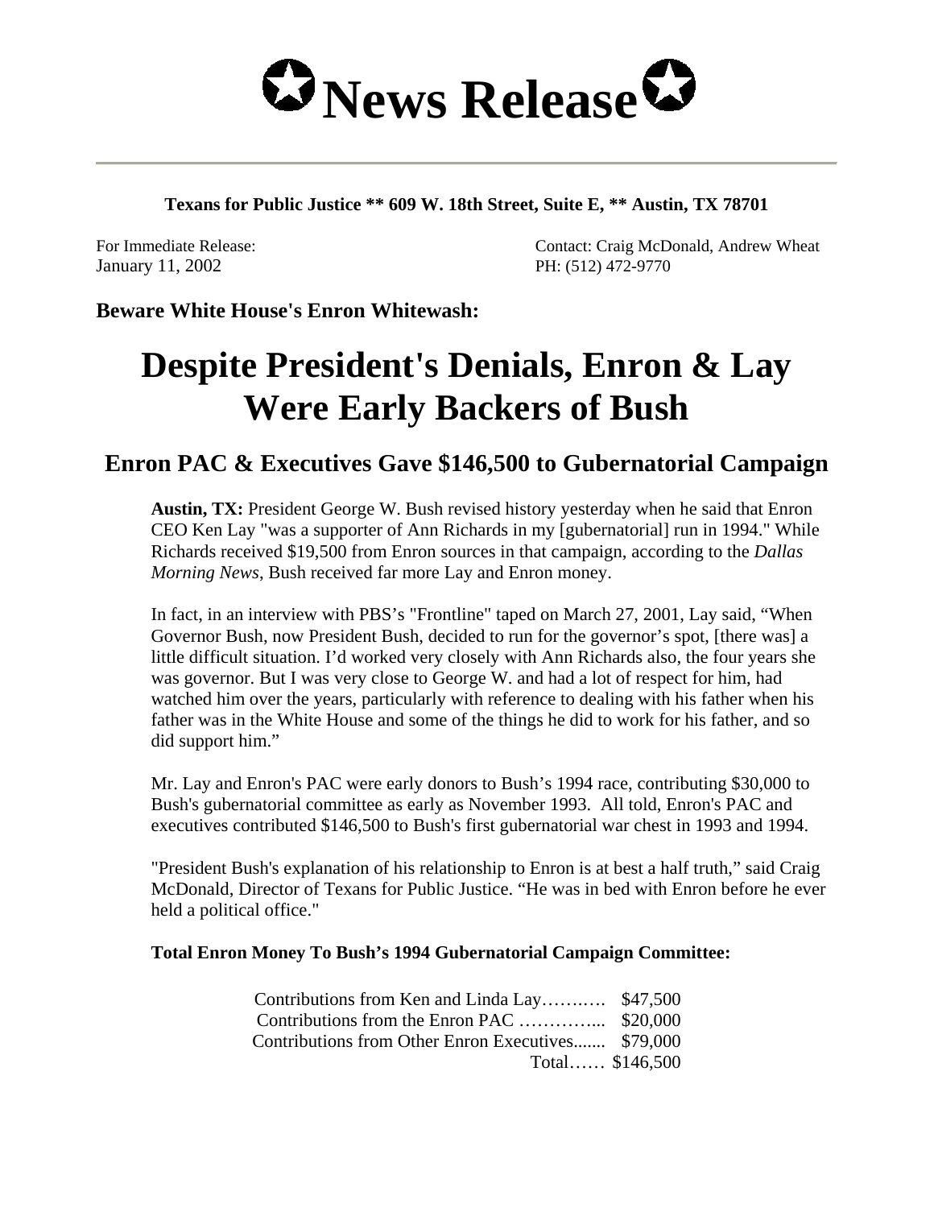# ✪News Release✪

**Texans for Public Justice ** 609 W. 18th Street, Suite E, ** Austin, TX 78701**

For Immediate Release:
January 11, 2002

Contact: Craig McDonald, Andrew Wheat
PH: (512) 472-9770

**Beware White House's Enron Whitewash:**

# Despite President's Denials, Enron & Lay Were Early Backers of Bush

## Enron PAC & Executives Gave $146,500 to Gubernatorial Campaign

**Austin, TX:** President George W. Bush revised history yesterday when he said that Enron CEO Ken Lay "was a supporter of Ann Richards in my [gubernatorial] run in 1994." While Richards received $19,500 from Enron sources in that campaign, according to the *Dallas Morning News*, Bush received far more Lay and Enron money.

In fact, in an interview with PBS's "Frontline" taped on March 27, 2001, Lay said, "When Governor Bush, now President Bush, decided to run for the governor's spot, [there was] a little difficult situation. I'd worked very closely with Ann Richards also, the four years she was governor. But I was very close to George W. and had a lot of respect for him, had watched him over the years, particularly with reference to dealing with his father when his father was in the White House and some of the things he did to work for his father, and so did support him."

Mr. Lay and Enron's PAC were early donors to Bush's 1994 race, contributing $30,000 to Bush's gubernatorial committee as early as November 1993. All told, Enron's PAC and executives contributed $146,500 to Bush's first gubernatorial war chest in 1993 and 1994.

"President Bush's explanation of his relationship to Enron is at best a half truth," said Craig McDonald, Director of Texans for Public Justice. "He was in bed with Enron before he ever held a political office."

**Total Enron Money To Bush's 1994 Gubernatorial Campaign Committee:**

| | |
|---|---|
| Contributions from Ken and Linda Lay………. | $47,500 |
| Contributions from the Enron PAC …………... | $20,000 |
| Contributions from Other Enron Executives....... | $79,000 |
| Total…… | $146,500 |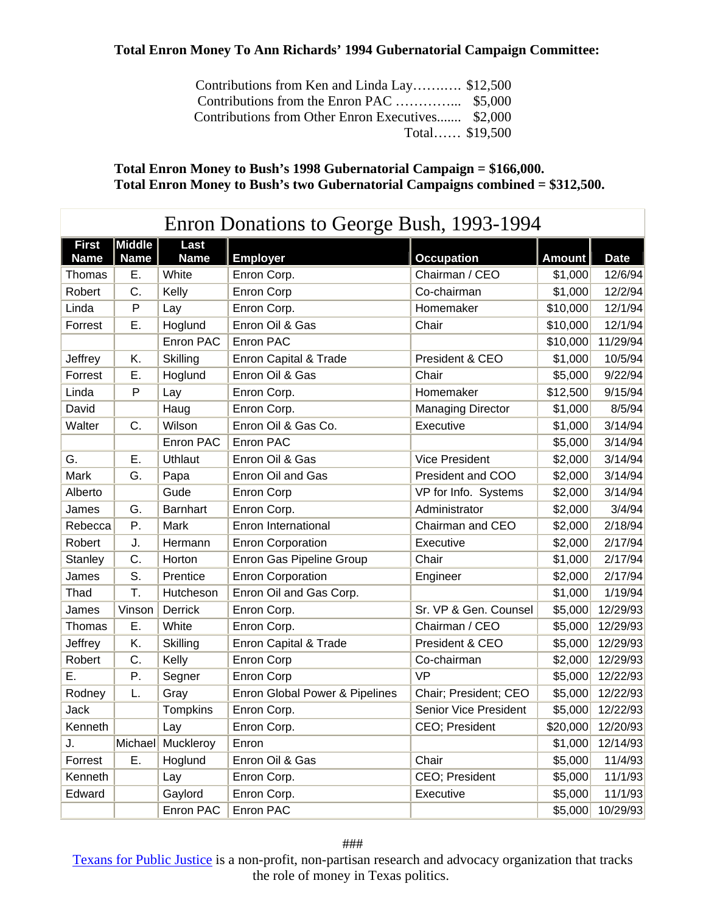**Total Enron Money To Ann Richards' 1994 Gubernatorial Campaign Committee:**

Contributions from Ken and Linda Lay………. $12,500
Contributions from the Enron PAC ………….. $5,000
Contributions from Other Enron Executives....... $2,000
Total…… $19,500

**Total Enron Money to Bush's 1998 Gubernatorial Campaign = $166,000.**
**Total Enron Money to Bush's two Gubernatorial Campaigns combined = $312,500.**

## Enron Donations to George Bush, 1993-1994

| First Name | Middle Name | Last Name | Employer | Occupation | Amount | Date |
|---|---|---|---|---|---|---|
| Thomas | E. | White | Enron Corp. | Chairman / CEO | $1,000 | 12/6/94 |
| Robert | C. | Kelly | Enron Corp | Co-chairman | $1,000 | 12/2/94 |
| Linda | P | Lay | Enron Corp. | Homemaker | $10,000 | 12/1/94 |
| Forrest | E. | Hoglund | Enron Oil & Gas | Chair | $10,000 | 12/1/94 |
| | | Enron PAC | Enron PAC | | $10,000 | 11/29/94 |
| Jeffrey | K. | Skilling | Enron Capital & Trade | President & CEO | $1,000 | 10/5/94 |
| Forrest | E. | Hoglund | Enron Oil & Gas | Chair | $5,000 | 9/22/94 |
| Linda | P | Lay | Enron Corp. | Homemaker | $12,500 | 9/15/94 |
| David | | Haug | Enron Corp. | Managing Director | $1,000 | 8/5/94 |
| Walter | C. | Wilson | Enron Oil & Gas Co. | Executive | $1,000 | 3/14/94 |
| | | Enron PAC | Enron PAC | | $5,000 | 3/14/94 |
| G. | E. | Uthlaut | Enron Oil & Gas | Vice President | $2,000 | 3/14/94 |
| Mark | G. | Papa | Enron Oil and Gas | President and COO | $2,000 | 3/14/94 |
| Alberto | | Gude | Enron Corp | VP for Info. Systems | $2,000 | 3/14/94 |
| James | G. | Barnhart | Enron Corp. | Administrator | $2,000 | 3/4/94 |
| Rebecca | P. | Mark | Enron International | Chairman and CEO | $2,000 | 2/18/94 |
| Robert | J. | Hermann | Enron Corporation | Executive | $2,000 | 2/17/94 |
| Stanley | C. | Horton | Enron Gas Pipeline Group | Chair | $1,000 | 2/17/94 |
| James | S. | Prentice | Enron Corporation | Engineer | $2,000 | 2/17/94 |
| Thad | T. | Hutcheson | Enron Oil and Gas Corp. | | $1,000 | 1/19/94 |
| James | Vinson | Derrick | Enron Corp. | Sr. VP & Gen. Counsel | $5,000 | 12/29/93 |
| Thomas | E. | White | Enron Corp. | Chairman / CEO | $5,000 | 12/29/93 |
| Jeffrey | K. | Skilling | Enron Capital & Trade | President & CEO | $5,000 | 12/29/93 |
| Robert | C. | Kelly | Enron Corp | Co-chairman | $2,000 | 12/29/93 |
| E. | P. | Segner | Enron Corp | VP | $5,000 | 12/22/93 |
| Rodney | L. | Gray | Enron Global Power & Pipelines | Chair; President; CEO | $5,000 | 12/22/93 |
| Jack | | Tompkins | Enron Corp. | Senior Vice President | $5,000 | 12/22/93 |
| Kenneth | | Lay | Enron Corp. | CEO; President | $20,000 | 12/20/93 |
| J. | Michael | Muckleroy | Enron | | $1,000 | 12/14/93 |
| Forrest | E. | Hoglund | Enron Oil & Gas | Chair | $5,000 | 11/4/93 |
| Kenneth | | Lay | Enron Corp. | CEO; President | $5,000 | 11/1/93 |
| Edward | | Gaylord | Enron Corp. | Executive | $5,000 | 11/1/93 |
| | | Enron PAC | Enron PAC | | $5,000 | 10/29/93 |

###

Texans for Public Justice is a non-profit, non-partisan research and advocacy organization that tracks the role of money in Texas politics.